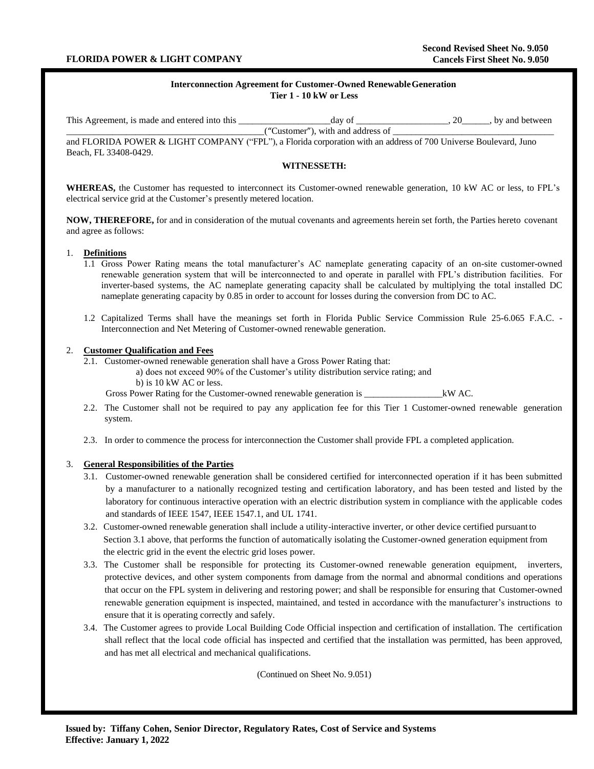**Interconnection Agreement for Customer-Owned Renewable Generation**
**Tier 1 - 10 kW or Less**

This Agreement, is made and entered into this ____________________day of ____________________, 20______, by and between __________________________________________(“Customer”), with and address of ___________________________________ and FLORIDA POWER & LIGHT COMPANY (“FPL”), a Florida corporation with an address of 700 Universe Boulevard, Juno Beach, FL 33408-0429.

**WITNESSETH:**

**WHEREAS,** the Customer has requested to interconnect its Customer-owned renewable generation, 10 kW AC or less, to FPL’s electrical service grid at the Customer’s presently metered location.

**NOW, THEREFORE,** for and in consideration of the mutual covenants and agreements herein set forth, the Parties hereto covenant and agree as follows:

1. **Definitions**
   - 1.1 Gross Power Rating means the total manufacturer’s AC nameplate generating capacity of an on-site customer-owned renewable generation system that will be interconnected to and operate in parallel with FPL’s distribution facilities. For inverter-based systems, the AC nameplate generating capacity shall be calculated by multiplying the total installed DC nameplate generating capacity by 0.85 in order to account for losses during the conversion from DC to AC.
   - 1.2 Capitalized Terms shall have the meanings set forth in Florida Public Service Commission Rule 25-6.065 F.A.C. - Interconnection and Net Metering of Customer-owned renewable generation.

2. **Customer Qualification and Fees**
   - 2.1. Customer-owned renewable generation shall have a Gross Power Rating that:
     - a) does not exceed 90% of the Customer’s utility distribution service rating; and
     - b) is 10 kW AC or less.

     Gross Power Rating for the Customer-owned renewable generation is _________________kW AC.
   - 2.2. The Customer shall not be required to pay any application fee for this Tier 1 Customer-owned renewable generation system.
   - 2.3. In order to commence the process for interconnection the Customer shall provide FPL a completed application.

3. **General Responsibilities of the Parties**
   - 3.1. Customer-owned renewable generation shall be considered certified for interconnected operation if it has been submitted by a manufacturer to a nationally recognized testing and certification laboratory, and has been tested and listed by the laboratory for continuous interactive operation with an electric distribution system in compliance with the applicable codes and standards of IEEE 1547, IEEE 1547.1, and UL 1741.
   - 3.2. Customer-owned renewable generation shall include a utility-interactive inverter, or other device certified pursuant to Section 3.1 above, that performs the function of automatically isolating the Customer-owned generation equipment from the electric grid in the event the electric grid loses power.
   - 3.3. The Customer shall be responsible for protecting its Customer-owned renewable generation equipment, inverters, protective devices, and other system components from damage from the normal and abnormal conditions and operations that occur on the FPL system in delivering and restoring power; and shall be responsible for ensuring that Customer-owned renewable generation equipment is inspected, maintained, and tested in accordance with the manufacturer’s instructions to ensure that it is operating correctly and safely.
   - 3.4. The Customer agrees to provide Local Building Code Official inspection and certification of installation. The certification shall reflect that the local code official has inspected and certified that the installation was permitted, has been approved, and has met all electrical and mechanical qualifications.

(Continued on Sheet No. 9.051)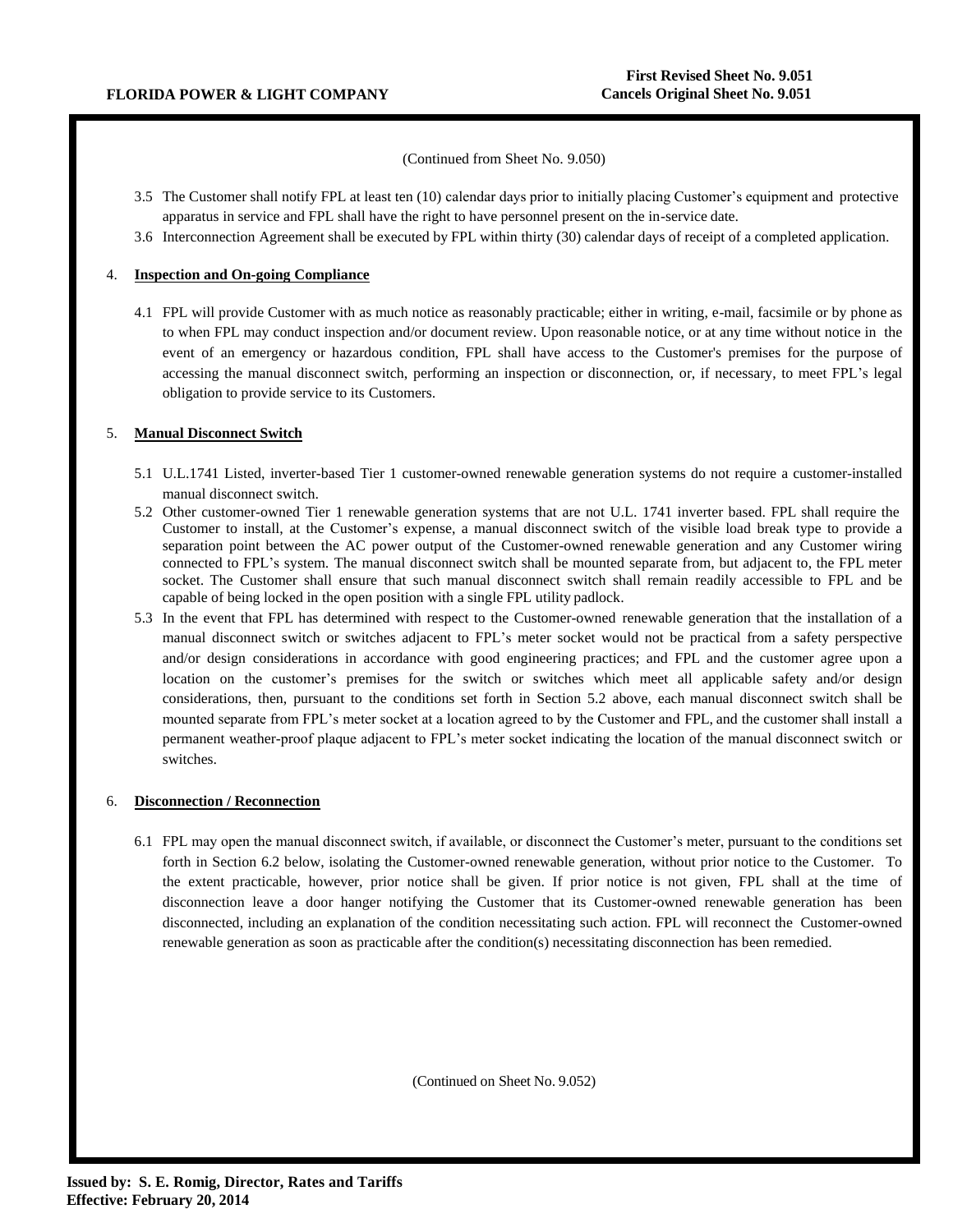(Continued from Sheet No. 9.050)

3.5 The Customer shall notify FPL at least ten (10) calendar days prior to initially placing Customer's equipment and protective apparatus in service and FPL shall have the right to have personnel present on the in-service date.

3.6 Interconnection Agreement shall be executed by FPL within thirty (30) calendar days of receipt of a completed application.

4. **Inspection and On-going Compliance**

4.1 FPL will provide Customer with as much notice as reasonably practicable; either in writing, e-mail, facsimile or by phone as to when FPL may conduct inspection and/or document review. Upon reasonable notice, or at any time without notice in the event of an emergency or hazardous condition, FPL shall have access to the Customer's premises for the purpose of accessing the manual disconnect switch, performing an inspection or disconnection, or, if necessary, to meet FPL's legal obligation to provide service to its Customers.

5. **Manual Disconnect Switch**

5.1 U.L.1741 Listed, inverter-based Tier 1 customer-owned renewable generation systems do not require a customer-installed manual disconnect switch.

5.2 Other customer-owned Tier 1 renewable generation systems that are not U.L. 1741 inverter based. FPL shall require the Customer to install, at the Customer's expense, a manual disconnect switch of the visible load break type to provide a separation point between the AC power output of the Customer-owned renewable generation and any Customer wiring connected to FPL's system. The manual disconnect switch shall be mounted separate from, but adjacent to, the FPL meter socket. The Customer shall ensure that such manual disconnect switch shall remain readily accessible to FPL and be capable of being locked in the open position with a single FPL utility padlock.

5.3 In the event that FPL has determined with respect to the Customer-owned renewable generation that the installation of a manual disconnect switch or switches adjacent to FPL's meter socket would not be practical from a safety perspective and/or design considerations in accordance with good engineering practices; and FPL and the customer agree upon a location on the customer's premises for the switch or switches which meet all applicable safety and/or design considerations, then, pursuant to the conditions set forth in Section 5.2 above, each manual disconnect switch shall be mounted separate from FPL's meter socket at a location agreed to by the Customer and FPL, and the customer shall install a permanent weather-proof plaque adjacent to FPL's meter socket indicating the location of the manual disconnect switch or switches.

6. **Disconnection / Reconnection**

6.1 FPL may open the manual disconnect switch, if available, or disconnect the Customer's meter, pursuant to the conditions set forth in Section 6.2 below, isolating the Customer-owned renewable generation, without prior notice to the Customer. To the extent practicable, however, prior notice shall be given. If prior notice is not given, FPL shall at the time of disconnection leave a door hanger notifying the Customer that its Customer-owned renewable generation has been disconnected, including an explanation of the condition necessitating such action. FPL will reconnect the Customer-owned renewable generation as soon as practicable after the condition(s) necessitating disconnection has been remedied.

(Continued on Sheet No. 9.052)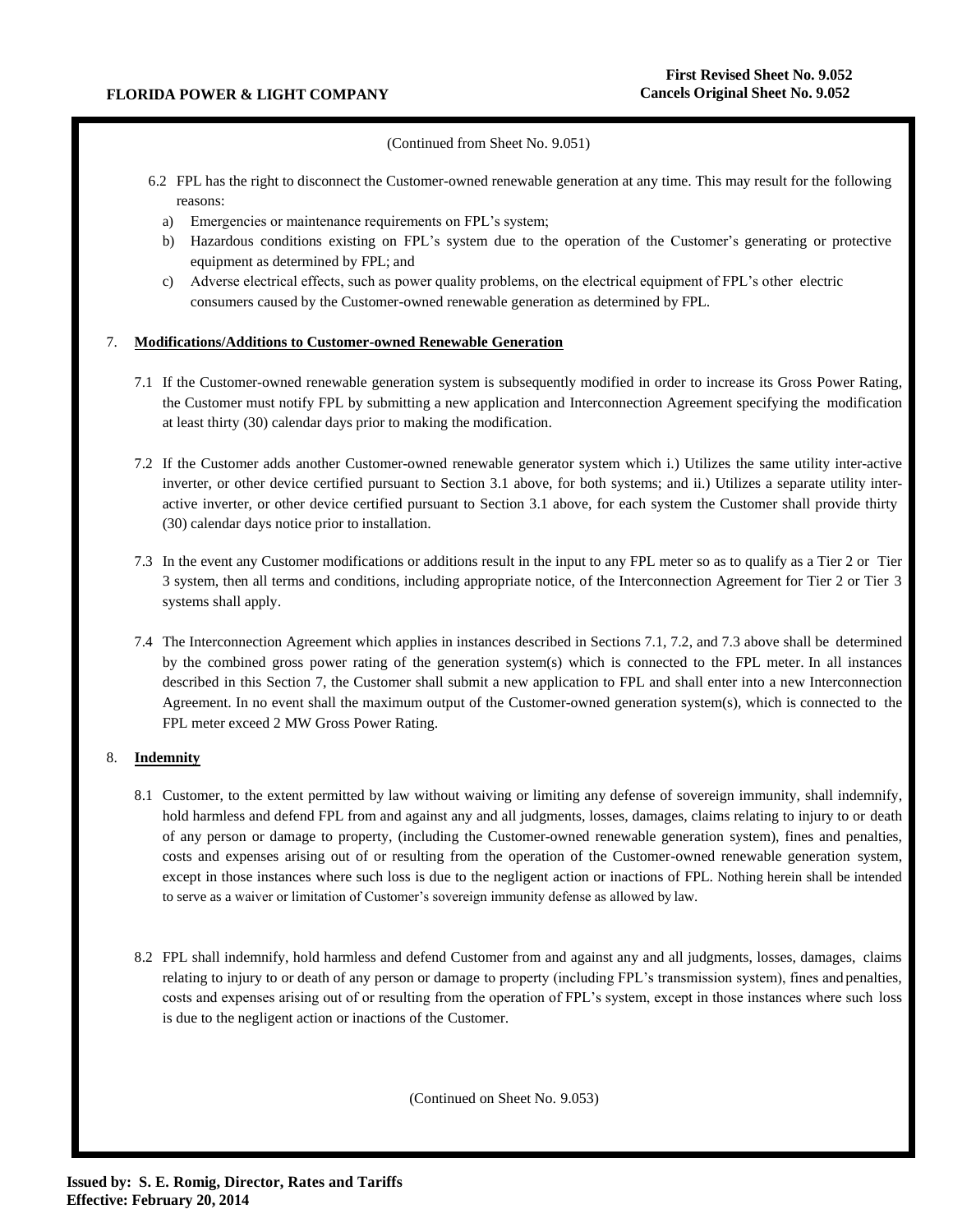(Continued from Sheet No. 9.051)

6.2 FPL has the right to disconnect the Customer-owned renewable generation at any time. This may result for the following reasons:

a) Emergencies or maintenance requirements on FPL's system;

b) Hazardous conditions existing on FPL's system due to the operation of the Customer's generating or protective equipment as determined by FPL; and

c) Adverse electrical effects, such as power quality problems, on the electrical equipment of FPL's other electric consumers caused by the Customer-owned renewable generation as determined by FPL.

7. **Modifications/Additions to Customer-owned Renewable Generation**

7.1 If the Customer-owned renewable generation system is subsequently modified in order to increase its Gross Power Rating, the Customer must notify FPL by submitting a new application and Interconnection Agreement specifying the modification at least thirty (30) calendar days prior to making the modification.

7.2 If the Customer adds another Customer-owned renewable generator system which i.) Utilizes the same utility inter-active inverter, or other device certified pursuant to Section 3.1 above, for both systems; and ii.) Utilizes a separate utility inter-active inverter, or other device certified pursuant to Section 3.1 above, for each system the Customer shall provide thirty (30) calendar days notice prior to installation.

7.3 In the event any Customer modifications or additions result in the input to any FPL meter so as to qualify as a Tier 2 or Tier 3 system, then all terms and conditions, including appropriate notice, of the Interconnection Agreement for Tier 2 or Tier 3 systems shall apply.

7.4 The Interconnection Agreement which applies in instances described in Sections 7.1, 7.2, and 7.3 above shall be determined by the combined gross power rating of the generation system(s) which is connected to the FPL meter. In all instances described in this Section 7, the Customer shall submit a new application to FPL and shall enter into a new Interconnection Agreement. In no event shall the maximum output of the Customer-owned generation system(s), which is connected to the FPL meter exceed 2 MW Gross Power Rating.

8. **Indemnity**

8.1 Customer, to the extent permitted by law without waiving or limiting any defense of sovereign immunity, shall indemnify, hold harmless and defend FPL from and against any and all judgments, losses, damages, claims relating to injury to or death of any person or damage to property, (including the Customer-owned renewable generation system), fines and penalties, costs and expenses arising out of or resulting from the operation of the Customer-owned renewable generation system, except in those instances where such loss is due to the negligent action or inactions of FPL. Nothing herein shall be intended to serve as a waiver or limitation of Customer's sovereign immunity defense as allowed by law.

8.2 FPL shall indemnify, hold harmless and defend Customer from and against any and all judgments, losses, damages, claims relating to injury to or death of any person or damage to property (including FPL's transmission system), fines and penalties, costs and expenses arising out of or resulting from the operation of FPL's system, except in those instances where such loss is due to the negligent action or inactions of the Customer.

(Continued on Sheet No. 9.053)

**Issued by: S. E. Romig, Director, Rates and Tariffs**
**Effective: February 20, 2014**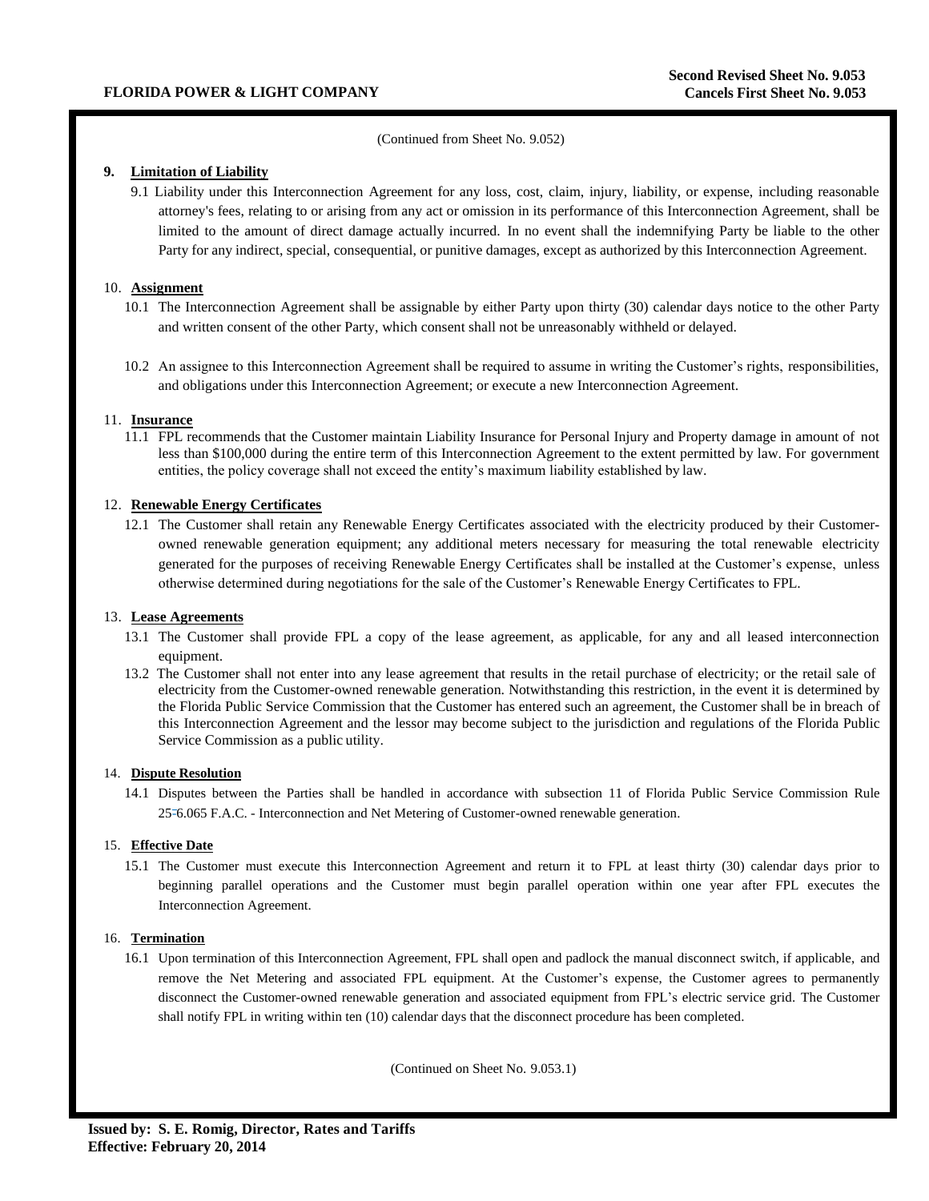(Continued from Sheet No. 9.052)

**9. Limitation of Liability**

9.1 Liability under this Interconnection Agreement for any loss, cost, claim, injury, liability, or expense, including reasonable attorney's fees, relating to or arising from any act or omission in its performance of this Interconnection Agreement, shall be limited to the amount of direct damage actually incurred. In no event shall the indemnifying Party be liable to the other Party for any indirect, special, consequential, or punitive damages, except as authorized by this Interconnection Agreement.

10. **Assignment**

10.1 The Interconnection Agreement shall be assignable by either Party upon thirty (30) calendar days notice to the other Party and written consent of the other Party, which consent shall not be unreasonably withheld or delayed.

10.2 An assignee to this Interconnection Agreement shall be required to assume in writing the Customer's rights, responsibilities, and obligations under this Interconnection Agreement; or execute a new Interconnection Agreement.

11. **Insurance**

11.1 FPL recommends that the Customer maintain Liability Insurance for Personal Injury and Property damage in amount of not less than $100,000 during the entire term of this Interconnection Agreement to the extent permitted by law. For government entities, the policy coverage shall not exceed the entity's maximum liability established by law.

12. **Renewable Energy Certificates**

12.1 The Customer shall retain any Renewable Energy Certificates associated with the electricity produced by their Customer-owned renewable generation equipment; any additional meters necessary for measuring the total renewable electricity generated for the purposes of receiving Renewable Energy Certificates shall be installed at the Customer's expense, unless otherwise determined during negotiations for the sale of the Customer's Renewable Energy Certificates to FPL.

13. **Lease Agreements**

13.1 The Customer shall provide FPL a copy of the lease agreement, as applicable, for any and all leased interconnection equipment.

13.2 The Customer shall not enter into any lease agreement that results in the retail purchase of electricity; or the retail sale of electricity from the Customer-owned renewable generation. Notwithstanding this restriction, in the event it is determined by the Florida Public Service Commission that the Customer has entered such an agreement, the Customer shall be in breach of this Interconnection Agreement and the lessor may become subject to the jurisdiction and regulations of the Florida Public Service Commission as a public utility.

14. **Dispute Resolution**

14.1 Disputes between the Parties shall be handled in accordance with subsection 11 of Florida Public Service Commission Rule 25-6.065 F.A.C. - Interconnection and Net Metering of Customer-owned renewable generation.

15. **Effective Date**

15.1 The Customer must execute this Interconnection Agreement and return it to FPL at least thirty (30) calendar days prior to beginning parallel operations and the Customer must begin parallel operation within one year after FPL executes the Interconnection Agreement.

16. **Termination**

16.1 Upon termination of this Interconnection Agreement, FPL shall open and padlock the manual disconnect switch, if applicable, and remove the Net Metering and associated FPL equipment. At the Customer's expense, the Customer agrees to permanently disconnect the Customer-owned renewable generation and associated equipment from FPL's electric service grid. The Customer shall notify FPL in writing within ten (10) calendar days that the disconnect procedure has been completed.

(Continued on Sheet No. 9.053.1)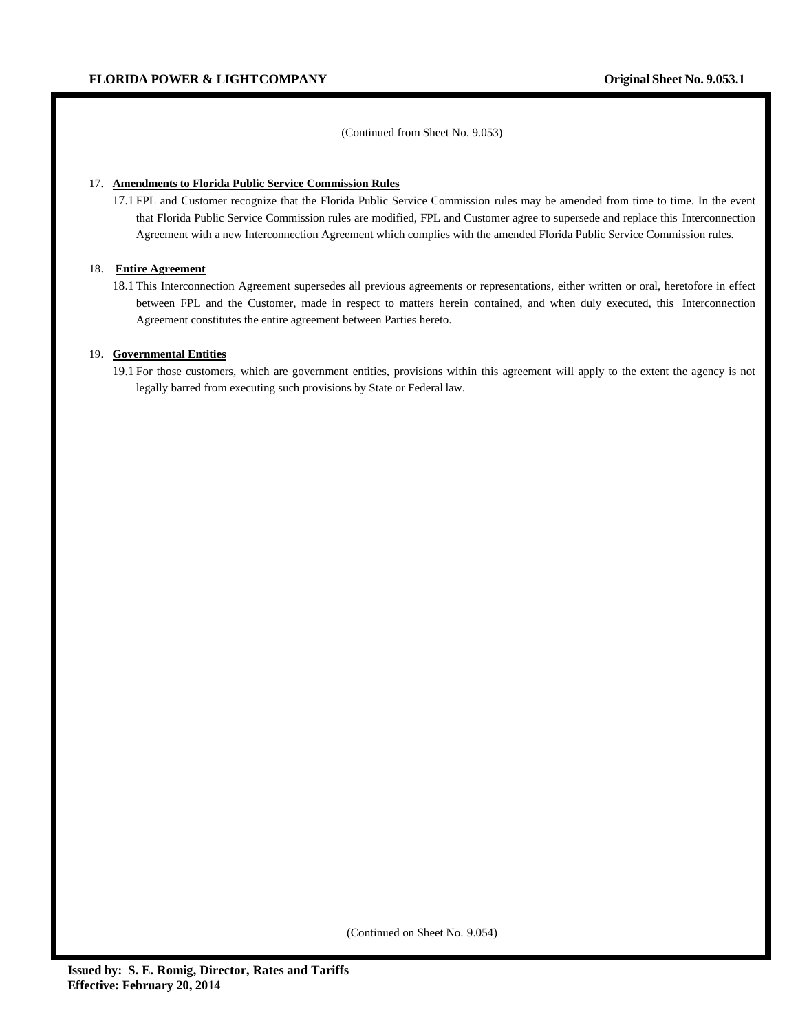(Continued from Sheet No. 9.053)

17. **Amendments to Florida Public Service Commission Rules**

    17.1 FPL and Customer recognize that the Florida Public Service Commission rules may be amended from time to time. In the event that Florida Public Service Commission rules are modified, FPL and Customer agree to supersede and replace this Interconnection Agreement with a new Interconnection Agreement which complies with the amended Florida Public Service Commission rules.

18. **Entire Agreement**

    18.1 This Interconnection Agreement supersedes all previous agreements or representations, either written or oral, heretofore in effect between FPL and the Customer, made in respect to matters herein contained, and when duly executed, this Interconnection Agreement constitutes the entire agreement between Parties hereto.

19. **Governmental Entities**

    19.1 For those customers, which are government entities, provisions within this agreement will apply to the extent the agency is not legally barred from executing such provisions by State or Federal law.

(Continued on Sheet No. 9.054)

**Issued by: S. E. Romig, Director, Rates and Tariffs**
**Effective: February 20, 2014**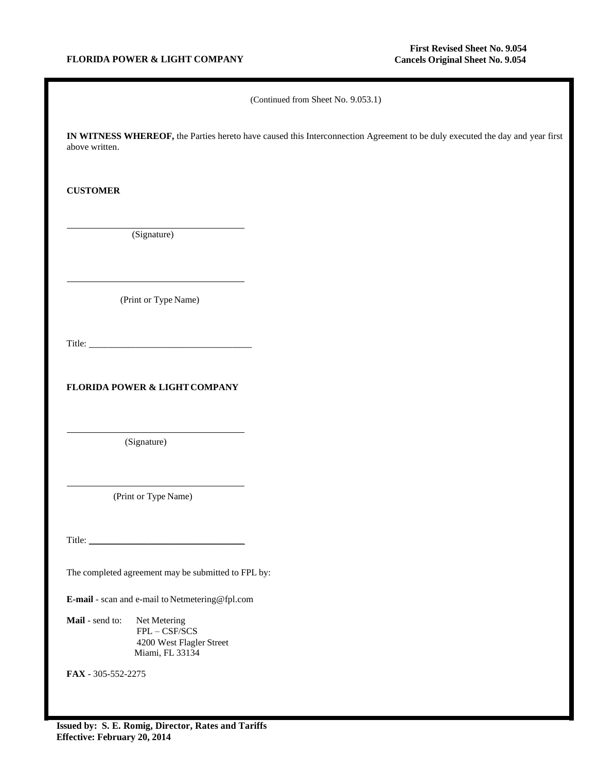(Continued from Sheet No. 9.053.1)

**IN WITNESS WHEREOF,** the Parties hereto have caused this Interconnection Agreement to be duly executed the day and year first above written.

**CUSTOMER**

\_\_\_\_\_\_\_\_\_\_\_\_\_\_\_\_\_\_\_\_\_\_\_\_\_\_\_\_\_\_\_\_\_\_\_\_\_\_

(Signature)

\_\_\_\_\_\_\_\_\_\_\_\_\_\_\_\_\_\_\_\_\_\_\_\_\_\_\_\_\_\_\_\_\_\_\_\_\_\_

(Print or Type Name)

Title: \_\_\_\_\_\_\_\_\_\_\_\_\_\_\_\_\_\_\_\_\_\_\_\_\_\_\_\_\_\_\_\_\_\_\_

**FLORIDA POWER & LIGHT COMPANY**

\_\_\_\_\_\_\_\_\_\_\_\_\_\_\_\_\_\_\_\_\_\_\_\_\_\_\_\_\_\_\_\_\_\_\_\_\_\_

(Signature)

\_\_\_\_\_\_\_\_\_\_\_\_\_\_\_\_\_\_\_\_\_\_\_\_\_\_\_\_\_\_\_\_\_\_\_\_\_\_

(Print or Type Name)

Title: \_\_\_\_\_\_\_\_\_\_\_\_\_\_\_\_\_\_\_\_\_\_\_\_\_\_\_\_\_\_\_\_\_\_\_

The completed agreement may be submitted to FPL by:

**E-mail** - scan and e-mail to Netmetering@fpl.com

**Mail** - send to:
Net Metering
FPL – CSF/SCS
4200 West Flagler Street
Miami, FL 33134

**FAX** - 305-552-2275